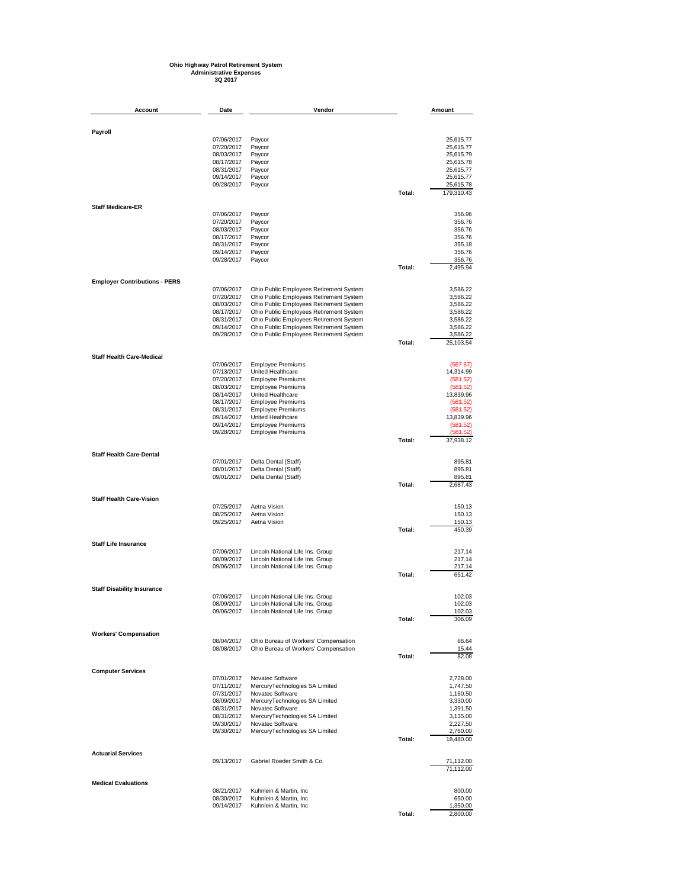**Ohio Highway Patrol Retirement System**
**Administrative Expenses**
**3Q 2017**

| Account | Date | Vendor | | Amount |
|---|---|---|---|---|
| **Payroll** | | | | |
| | 07/06/2017 | Paycor | | 25,615.77 |
| | 07/20/2017 | Paycor | | 25,615.77 |
| | 08/03/2017 | Paycor | | 25,615.79 |
| | 08/17/2017 | Paycor | | 25,615.78 |
| | 08/31/2017 | Paycor | | 25,615.77 |
| | 09/14/2017 | Paycor | | 25,615.77 |
| | 09/28/2017 | Paycor | | 25,615.78 |
| | | | Total: | 179,310.43 |
| **Staff Medicare-ER** | | | | |
| | 07/06/2017 | Paycor | | 356.96 |
| | 07/20/2017 | Paycor | | 356.76 |
| | 08/03/2017 | Paycor | | 356.76 |
| | 08/17/2017 | Paycor | | 356.76 |
| | 08/31/2017 | Paycor | | 355.18 |
| | 09/14/2017 | Paycor | | 356.76 |
| | 09/28/2017 | Paycor | | 356.76 |
| | | | Total: | 2,495.94 |
| **Employer Contributions - PERS** | | | | |
| | 07/06/2017 | Ohio Public Employees Retirement System | | 3,586.22 |
| | 07/20/2017 | Ohio Public Employees Retirement System | | 3,586.22 |
| | 08/03/2017 | Ohio Public Employees Retirement System | | 3,586.22 |
| | 08/17/2017 | Ohio Public Employees Retirement System | | 3,586.22 |
| | 08/31/2017 | Ohio Public Employees Retirement System | | 3,586.22 |
| | 09/14/2017 | Ohio Public Employees Retirement System | | 3,586.22 |
| | 09/28/2017 | Ohio Public Employees Retirement System | | 3,586.22 |
| | | | Total: | 25,103.54 |
| **Staff Health Care-Medical** | | | | |
| | 07/06/2017 | Employee Premiums | | (567.67) |
| | 07/13/2017 | United Healthcare | | 14,314.99 |
| | 07/20/2017 | Employee Premiums | | (581.52) |
| | 08/03/2017 | Employee Premiums | | (581.52) |
| | 08/14/2017 | United Healthcare | | 13,839.96 |
| | 08/17/2017 | Employee Premiums | | (581.52) |
| | 08/31/2017 | Employee Premiums | | (581.52) |
| | 09/14/2017 | United Healthcare | | 13,839.96 |
| | 09/14/2017 | Employee Premiums | | (581.52) |
| | 09/28/2017 | Employee Premiums | | (581.52) |
| | | | Total: | 37,938.12 |
| **Staff Health Care-Dental** | | | | |
| | 07/01/2017 | Delta Dental (Staff) | | 895.81 |
| | 08/01/2017 | Delta Dental (Staff) | | 895.81 |
| | 09/01/2017 | Delta Dental (Staff) | | 895.81 |
| | | | Total: | 2,687.43 |
| **Staff Health Care-Vision** | | | | |
| | 07/25/2017 | Aetna Vision | | 150.13 |
| | 08/25/2017 | Aetna Vision | | 150.13 |
| | 09/25/2017 | Aetna Vision | | 150.13 |
| | | | Total: | 450.39 |
| **Staff Life Insurance** | | | | |
| | 07/06/2017 | Lincoln National Life Ins. Group | | 217.14 |
| | 08/09/2017 | Lincoln National Life Ins. Group | | 217.14 |
| | 09/06/2017 | Lincoln National Life Ins. Group | | 217.14 |
| | | | Total: | 651.42 |
| **Staff Disability Insurance** | | | | |
| | 07/06/2017 | Lincoln National Life Ins. Group | | 102.03 |
| | 08/09/2017 | Lincoln National Life Ins. Group | | 102.03 |
| | 09/06/2017 | Lincoln National Life Ins. Group | | 102.03 |
| | | | Total: | 306.09 |
| **Workers' Compensation** | | | | |
| | 08/04/2017 | Ohio Bureau of Workers' Compensation | | 66.64 |
| | 08/08/2017 | Ohio Bureau of Workers' Compensation | | 15.44 |
| | | | Total: | 82.08 |
| **Computer Services** | | | | |
| | 07/01/2017 | Novatec Software | | 2,728.00 |
| | 07/11/2017 | MercuryTechnologies SA Limited | | 1,747.50 |
| | 07/31/2017 | Novatec Software | | 1,160.50 |
| | 08/09/2017 | MercuryTechnologies SA Limited | | 3,330.00 |
| | 08/31/2017 | Novatec Software | | 1,391.50 |
| | 08/31/2017 | MercuryTechnologies SA Limited | | 3,135.00 |
| | 09/30/2017 | Novatec Software | | 2,227.50 |
| | 09/30/2017 | MercuryTechnologies SA Limited | | 2,760.00 |
| | | | Total: | 18,480.00 |
| **Actuarial Services** | | | | |
| | 09/13/2017 | Gabriel Roeder Smith & Co. | | 71,112.00 |
| | | | | 71,112.00 |
| **Medical Evaluations** | | | | |
| | 08/21/2017 | Kuhnlein & Martin, Inc | | 800.00 |
| | 08/30/2017 | Kuhnlein & Martin, Inc | | 650.00 |
| | 09/14/2017 | Kuhnlein & Martin, Inc | | 1,350.00 |
| | | | Total: | 2,800.00 |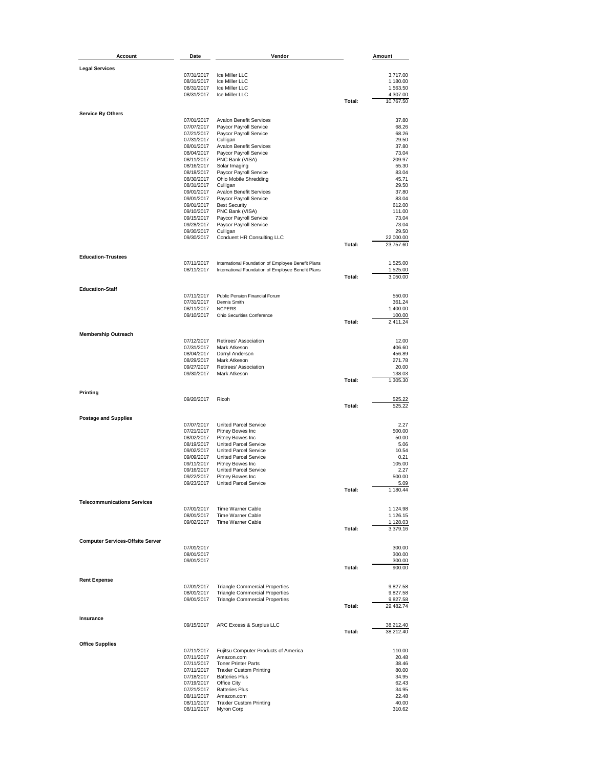| Account | Date | Vendor | | Amount |
|---|---|---|---|---|
| **Legal Services** | | | | |
| | 07/31/2017 | Ice Miller LLC | | 3,717.00 |
| | 08/31/2017 | Ice Miller LLC | | 1,180.00 |
| | 08/31/2017 | Ice Miller LLC | | 1,563.50 |
| | 08/31/2017 | Ice Miller LLC | | 4,307.00 |
| | | | Total: | 10,767.50 |
| **Service By Others** | | | | |
| | 07/01/2017 | Avalon Benefit Services | | 37.80 |
| | 07/07/2017 | Paycor Payroll Service | | 68.26 |
| | 07/21/2017 | Paycor Payroll Service | | 68.26 |
| | 07/31/2017 | Culligan | | 29.50 |
| | 08/01/2017 | Avalon Benefit Services | | 37.80 |
| | 08/04/2017 | Paycor Payroll Service | | 73.04 |
| | 08/11/2017 | PNC Bank (VISA) | | 209.97 |
| | 08/16/2017 | Solar Imaging | | 55.30 |
| | 08/18/2017 | Paycor Payroll Service | | 83.04 |
| | 08/30/2017 | Ohio Mobile Shredding | | 45.71 |
| | 08/31/2017 | Culligan | | 29.50 |
| | 09/01/2017 | Avalon Benefit Services | | 37.80 |
| | 09/01/2017 | Paycor Payroll Service | | 83.04 |
| | 09/01/2017 | Best Security | | 612.00 |
| | 09/10/2017 | PNC Bank (VISA) | | 111.00 |
| | 09/15/2017 | Paycor Payroll Service | | 73.04 |
| | 09/28/2017 | Paycor Payroll Service | | 73.04 |
| | 09/30/2017 | Culligan | | 29.50 |
| | 09/30/2017 | Conduent HR Consulting LLC | | 22,000.00 |
| | | | Total: | 23,757.60 |
| **Education-Trustees** | | | | |
| | 07/11/2017 | International Foundation of Employee Benefit Plans | | 1,525.00 |
| | 08/11/2017 | International Foundation of Employee Benefit Plans | | 1,525.00 |
| | | | Total: | 3,050.00 |
| **Education-Staff** | | | | |
| | 07/11/2017 | Public Pension Financial Forum | | 550.00 |
| | 07/31/2017 | Dennis Smith | | 361.24 |
| | 08/11/2017 | NCPERS | | 1,400.00 |
| | 09/10/2017 | Ohio Securities Conference | | 100.00 |
| | | | Total: | 2,411.24 |
| **Membership Outreach** | | | | |
| | 07/12/2017 | Retirees' Association | | 12.00 |
| | 07/31/2017 | Mark Atkeson | | 406.60 |
| | 08/04/2017 | Darryl Anderson | | 456.89 |
| | 08/29/2017 | Mark Atkeson | | 271.78 |
| | 09/27/2017 | Retirees' Association | | 20.00 |
| | 09/30/2017 | Mark Atkeson | | 138.03 |
| | | | Total: | 1,305.30 |
| **Printing** | | | | |
| | 09/20/2017 | Ricoh | | 525.22 |
| | | | Total: | 525.22 |
| **Postage and Supplies** | | | | |
| | 07/07/2017 | United Parcel Service | | 2.27 |
| | 07/21/2017 | Pitney Bowes Inc | | 500.00 |
| | 08/02/2017 | Pitney Bowes Inc | | 50.00 |
| | 08/19/2017 | United Parcel Service | | 5.06 |
| | 09/02/2017 | United Parcel Service | | 10.54 |
| | 09/09/2017 | United Parcel Service | | 0.21 |
| | 09/11/2017 | Pitney Bowes Inc | | 105.00 |
| | 09/16/2017 | United Parcel Service | | 2.27 |
| | 09/22/2017 | Pitney Bowes Inc | | 500.00 |
| | 09/23/2017 | United Parcel Service | | 5.09 |
| | | | Total: | 1,180.44 |
| **Telecommunications Services** | | | | |
| | 07/01/2017 | Time Warner Cable | | 1,124.98 |
| | 08/01/2017 | Time Warner Cable | | 1,126.15 |
| | 09/02/2017 | Time Warner Cable | | 1,128.03 |
| | | | Total: | 3,379.16 |
| **Computer Services-Offsite Server** | | | | |
| | 07/01/2017 | | | 300.00 |
| | 08/01/2017 | | | 300.00 |
| | 09/01/2017 | | | 300.00 |
| | | | Total: | 900.00 |
| **Rent Expense** | | | | |
| | 07/01/2017 | Triangle Commercial Properties | | 9,827.58 |
| | 08/01/2017 | Triangle Commercial Properties | | 9,827.58 |
| | 09/01/2017 | Triangle Commercial Properties | | 9,827.58 |
| | | | Total: | 29,482.74 |
| **Insurance** | | | | |
| | 09/15/2017 | ARC Excess & Surplus LLC | | 38,212.40 |
| | | | Total: | 38,212.40 |
| **Office Supplies** | | | | |
| | 07/11/2017 | Fujitsu Computer Products of America | | 110.00 |
| | 07/11/2017 | Amazon.com | | 20.48 |
| | 07/11/2017 | Toner Printer Parts | | 38.46 |
| | 07/11/2017 | Traxler Custom Printing | | 80.00 |
| | 07/18/2017 | Batteries Plus | | 34.95 |
| | 07/19/2017 | Office City | | 62.43 |
| | 07/21/2017 | Batteries Plus | | 34.95 |
| | 08/11/2017 | Amazon.com | | 22.48 |
| | 08/11/2017 | Traxler Custom Printing | | 40.00 |
| | 08/11/2017 | Myron Corp | | 310.62 |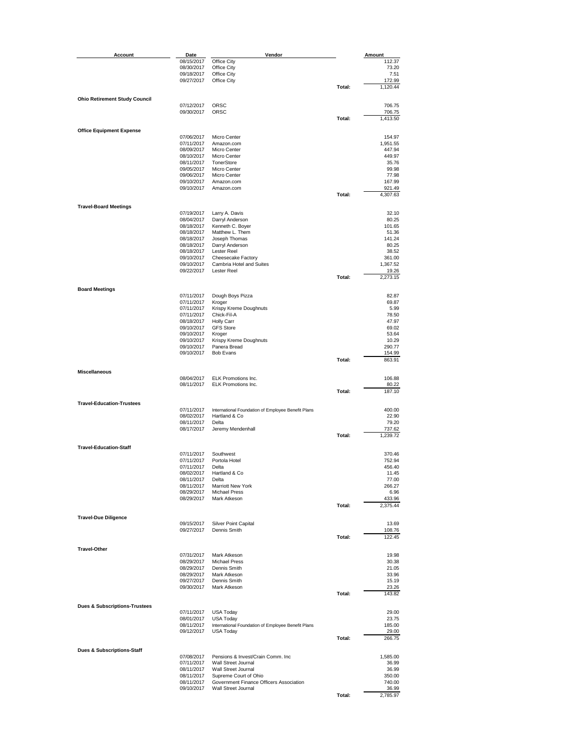| Account | Date | Vendor | | Amount |
|---|---|---|---|---|
| | 08/15/2017 | Office City | | 112.37 |
| | 08/30/2017 | Office City | | 73.20 |
| | 09/18/2017 | Office City | | 7.51 |
| | 09/27/2017 | Office City | | 172.99 |
| | | | Total: | 1,120.44 |
| **Ohio Retirement Study Council** | | | | |
| | 07/12/2017 | ORSC | | 706.75 |
| | 09/30/2017 | ORSC | | 706.75 |
| | | | Total: | 1,413.50 |
| **Office Equipment Expense** | | | | |
| | 07/06/2017 | Micro Center | | 154.97 |
| | 07/11/2017 | Amazon.com | | 1,951.55 |
| | 08/09/2017 | Micro Center | | 447.94 |
| | 08/10/2017 | Micro Center | | 449.97 |
| | 08/11/2017 | TonerStore | | 35.76 |
| | 09/05/2017 | Micro Center | | 99.98 |
| | 09/06/2017 | Micro Center | | 77.98 |
| | 09/10/2017 | Amazon.com | | 167.99 |
| | 09/10/2017 | Amazon.com | | 921.49 |
| | | | Total: | 4,307.63 |
| **Travel-Board Meetings** | | | | |
| | 07/19/2017 | Larry A. Davis | | 32.10 |
| | 08/04/2017 | Darryl Anderson | | 80.25 |
| | 08/18/2017 | Kenneth C. Boyer | | 101.65 |
| | 08/18/2017 | Matthew L. Them | | 51.36 |
| | 08/18/2017 | Joseph Thomas | | 141.24 |
| | 08/18/2017 | Darryl Anderson | | 80.25 |
| | 08/18/2017 | Lester Reel | | 38.52 |
| | 09/10/2017 | Cheesecake Factory | | 361.00 |
| | 09/10/2017 | Cambria Hotel and Suites | | 1,367.52 |
| | 09/22/2017 | Lester Reel | | 19.26 |
| | | | Total: | 2,273.15 |
| **Board Meetings** | | | | |
| | 07/11/2017 | Dough Boys Pizza | | 82.87 |
| | 07/11/2017 | Kroger | | 69.87 |
| | 07/11/2017 | Krispy Kreme Doughnuts | | 5.99 |
| | 07/11/2017 | Chick-Fil-A | | 78.50 |
| | 08/18/2017 | Holly Carr | | 47.97 |
| | 09/10/2017 | GFS Store | | 69.02 |
| | 09/10/2017 | Kroger | | 53.64 |
| | 09/10/2017 | Krispy Kreme Doughnuts | | 10.29 |
| | 09/10/2017 | Panera Bread | | 290.77 |
| | 09/10/2017 | Bob Evans | | 154.99 |
| | | | Total: | 863.91 |
| **Miscellaneous** | | | | |
| | 08/04/2017 | ELK Promotions Inc. | | 106.88 |
| | 08/11/2017 | ELK Promotions Inc. | | 80.22 |
| | | | Total: | 187.10 |
| **Travel-Education-Trustees** | | | | |
| | 07/11/2017 | International Foundation of Employee Benefit Plans | | 400.00 |
| | 08/02/2017 | Hartland & Co | | 22.90 |
| | 08/11/2017 | Delta | | 79.20 |
| | 08/17/2017 | Jeremy Mendenhall | | 737.62 |
| | | | Total: | 1,239.72 |
| **Travel-Education-Staff** | | | | |
| | 07/11/2017 | Southwest | | 370.46 |
| | 07/11/2017 | Portola Hotel | | 752.94 |
| | 07/11/2017 | Delta | | 456.40 |
| | 08/02/2017 | Hartland & Co | | 11.45 |
| | 08/11/2017 | Delta | | 77.00 |
| | 08/11/2017 | Marriott New York | | 266.27 |
| | 08/29/2017 | Michael Press | | 6.96 |
| | 08/29/2017 | Mark Atkeson | | 433.96 |
| | | | Total: | 2,375.44 |
| **Travel-Due Diligence** | | | | |
| | 09/15/2017 | Silver Point Capital | | 13.69 |
| | 09/27/2017 | Dennis Smith | | 108.76 |
| | | | Total: | 122.45 |
| **Travel-Other** | | | | |
| | 07/31/2017 | Mark Atkeson | | 19.98 |
| | 08/29/2017 | Michael Press | | 30.38 |
| | 08/29/2017 | Dennis Smith | | 21.05 |
| | 08/29/2017 | Mark Atkeson | | 33.96 |
| | 09/27/2017 | Dennis Smith | | 15.19 |
| | 09/30/2017 | Mark Atkeson | | 23.26 |
| | | | Total: | 143.82 |
| **Dues & Subscriptions-Trustees** | | | | |
| | 07/11/2017 | USA Today | | 29.00 |
| | 08/01/2017 | USA Today | | 23.75 |
| | 08/11/2017 | International Foundation of Employee Benefit Plans | | 185.00 |
| | 09/12/2017 | USA Today | | 29.00 |
| | | | Total: | 266.75 |
| **Dues & Subscriptions-Staff** | | | | |
| | 07/08/2017 | Pensions & Invest/Crain Comm. Inc | | 1,585.00 |
| | 07/11/2017 | Wall Street Journal | | 36.99 |
| | 08/11/2017 | Wall Street Journal | | 36.99 |
| | 08/11/2017 | Supreme Court of Ohio | | 350.00 |
| | 08/11/2017 | Government Finance Officers Association | | 740.00 |
| | 09/10/2017 | Wall Street Journal | | 36.99 |
| | | | Total: | 2,785.97 |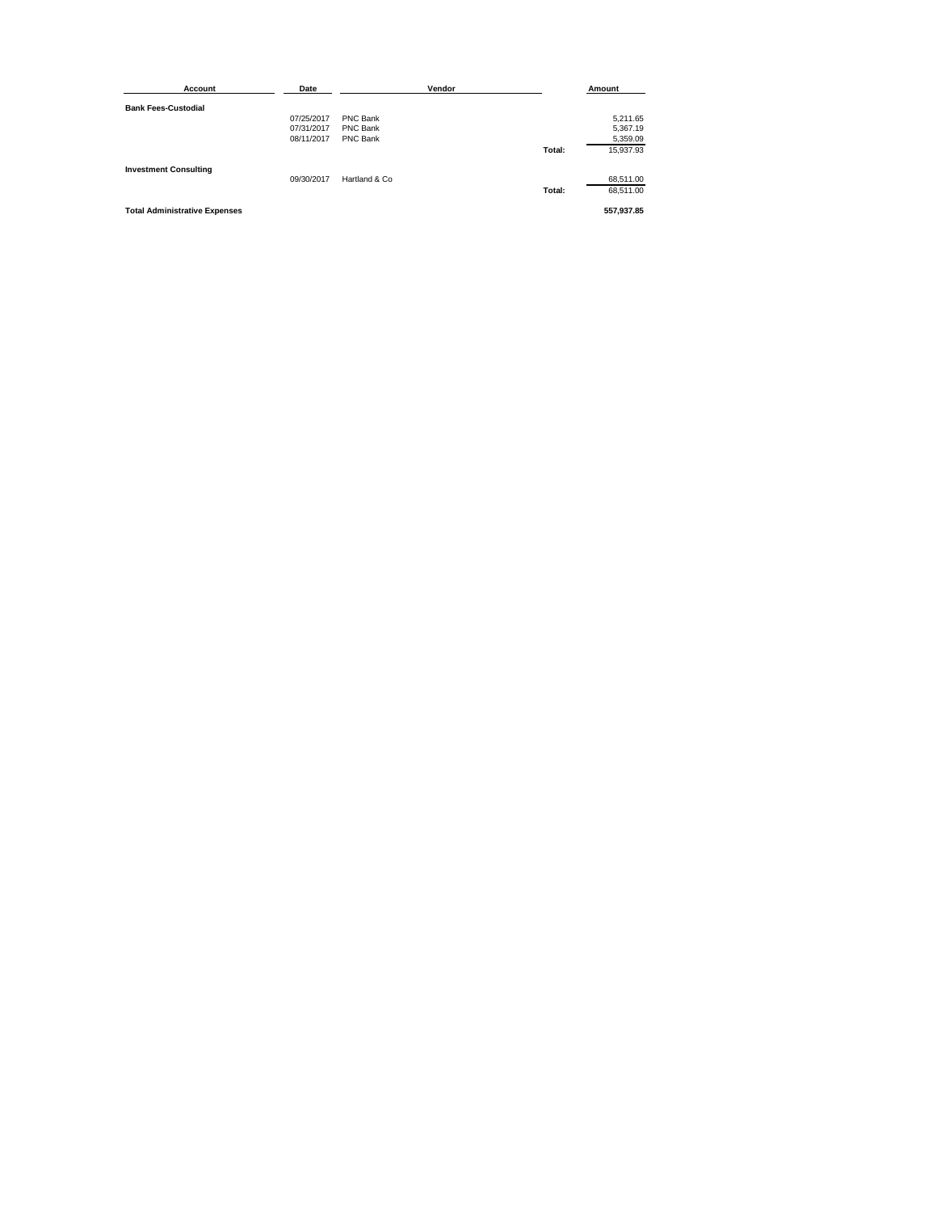| Account | Date | Vendor | | Amount |
|---|---|---|---|---|
| **Bank Fees-Custodial** | | | | |
| | 07/25/2017 | PNC Bank | | 5,211.65 |
| | 07/31/2017 | PNC Bank | | 5,367.19 |
| | 08/11/2017 | PNC Bank | | 5,359.09 |
| | | | **Total:** | 15,937.93 |
| **Investment Consulting** | | | | |
| | 09/30/2017 | Hartland & Co | | 68,511.00 |
| | | | **Total:** | 68,511.00 |
| **Total Administrative Expenses** | | | | **557,937.85** |